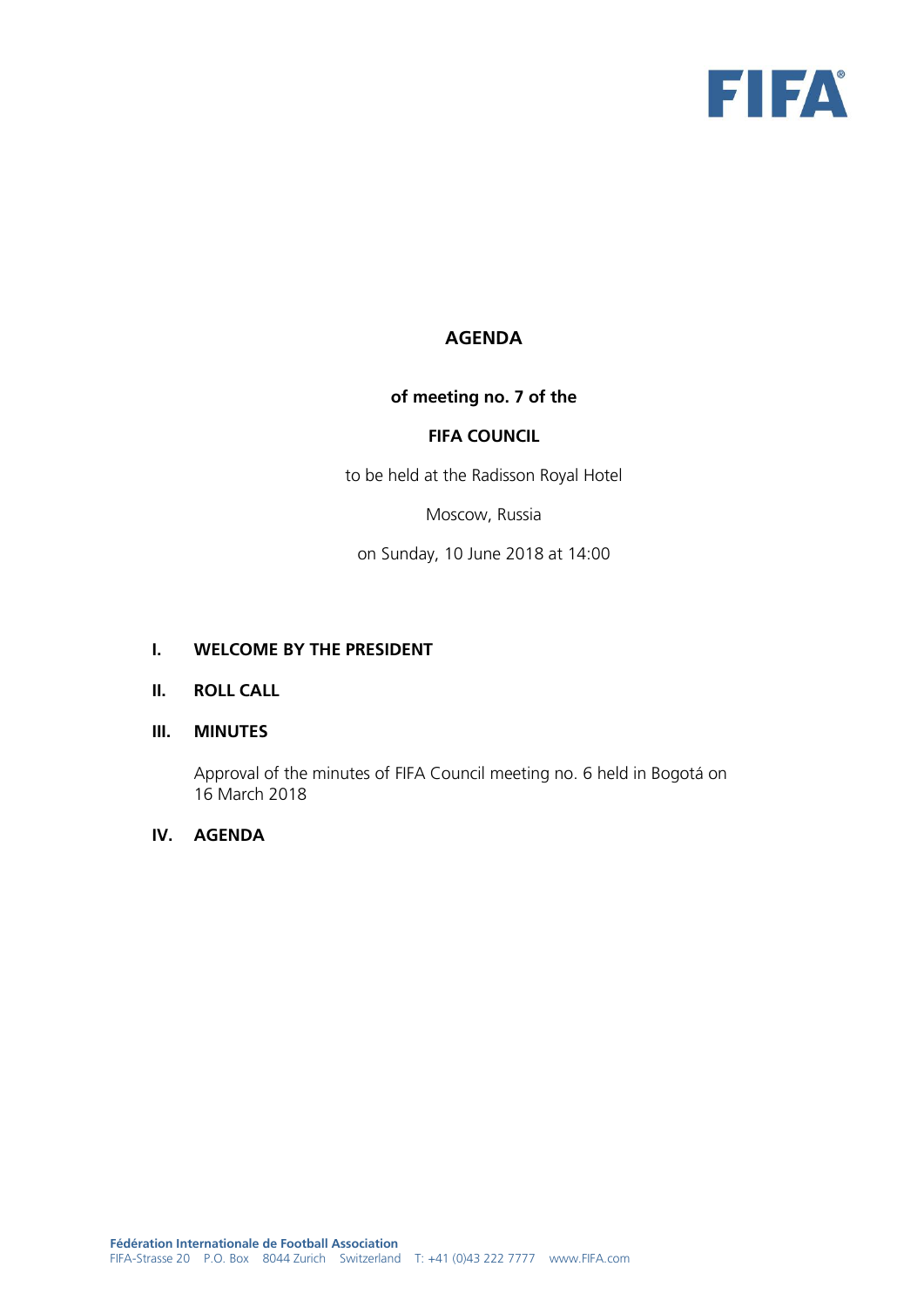# AGENDA

**of meeting no. 7 of the**

**FIFA COUNCIL**

to be held at the Radisson Royal Hotel

Moscow, Russia

on Sunday, 10 June 2018 at 14:00

## I. WELCOME BY THE PRESIDENT

## II. ROLL CALL

## III. MINUTES

Approval of the minutes of FIFA Council meeting no. 6 held in Bogotá on 16 March 2018

## IV. AGENDA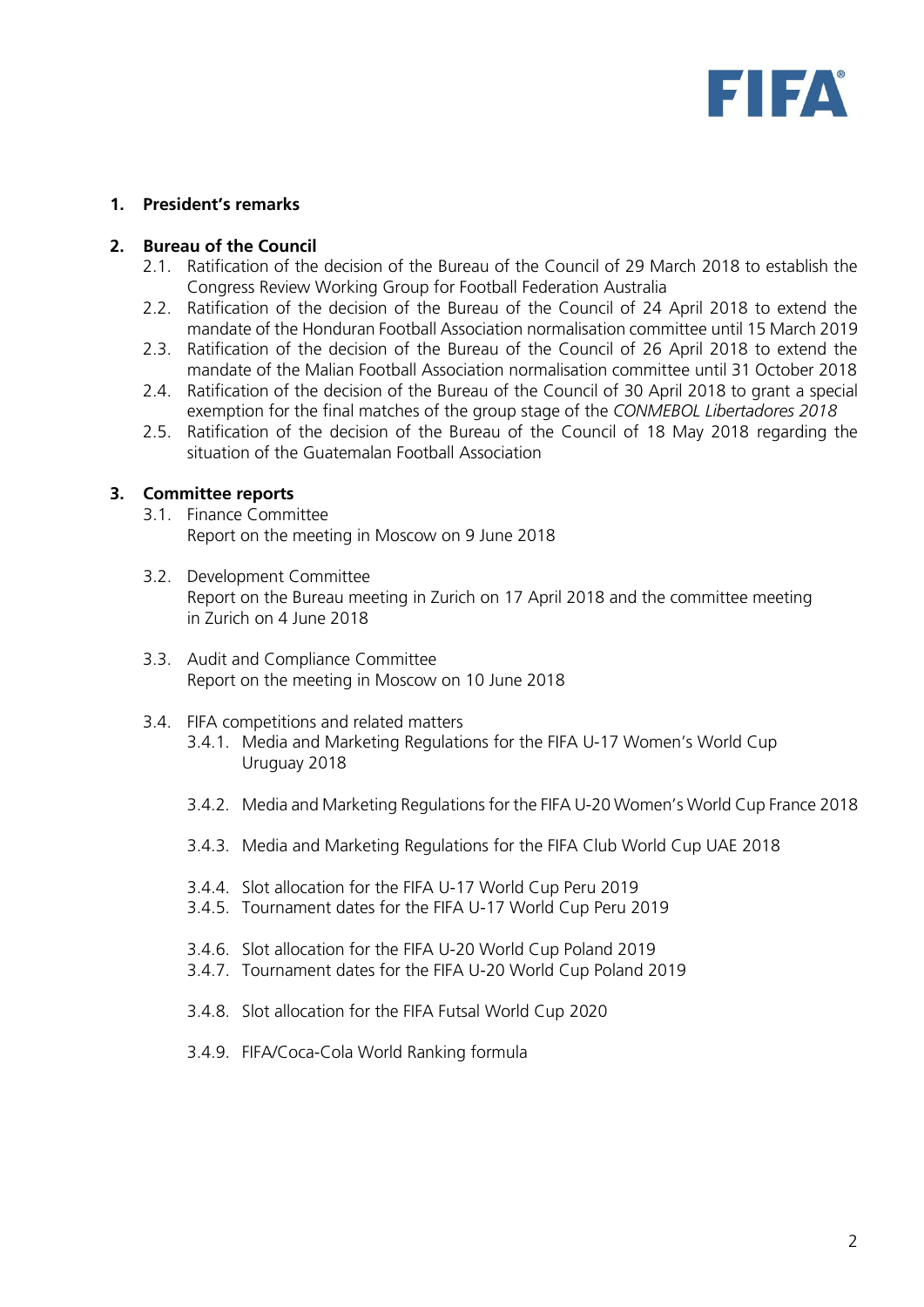1. **President's remarks**

2. **Bureau of the Council**
   - 2.1. Ratification of the decision of the Bureau of the Council of 29 March 2018 to establish the Congress Review Working Group for Football Federation Australia
   - 2.2. Ratification of the decision of the Bureau of the Council of 24 April 2018 to extend the mandate of the Honduran Football Association normalisation committee until 15 March 2019
   - 2.3. Ratification of the decision of the Bureau of the Council of 26 April 2018 to extend the mandate of the Malian Football Association normalisation committee until 31 October 2018
   - 2.4. Ratification of the decision of the Bureau of the Council of 30 April 2018 to grant a special exemption for the final matches of the group stage of the *CONMEBOL Libertadores 2018*
   - 2.5. Ratification of the decision of the Bureau of the Council of 18 May 2018 regarding the situation of the Guatemalan Football Association

3. **Committee reports**
   - 3.1. Finance Committee
     Report on the meeting in Moscow on 9 June 2018

   - 3.2. Development Committee
     Report on the Bureau meeting in Zurich on 17 April 2018 and the committee meeting in Zurich on 4 June 2018

   - 3.3. Audit and Compliance Committee
     Report on the meeting in Moscow on 10 June 2018

   - 3.4. FIFA competitions and related matters
     - 3.4.1. Media and Marketing Regulations for the FIFA U-17 Women's World Cup Uruguay 2018

     - 3.4.2. Media and Marketing Regulations for the FIFA U-20 Women's World Cup France 2018

     - 3.4.3. Media and Marketing Regulations for the FIFA Club World Cup UAE 2018

     - 3.4.4. Slot allocation for the FIFA U-17 World Cup Peru 2019
     - 3.4.5. Tournament dates for the FIFA U-17 World Cup Peru 2019

     - 3.4.6. Slot allocation for the FIFA U-20 World Cup Poland 2019
     - 3.4.7. Tournament dates for the FIFA U-20 World Cup Poland 2019

     - 3.4.8. Slot allocation for the FIFA Futsal World Cup 2020

     - 3.4.9. FIFA/Coca-Cola World Ranking formula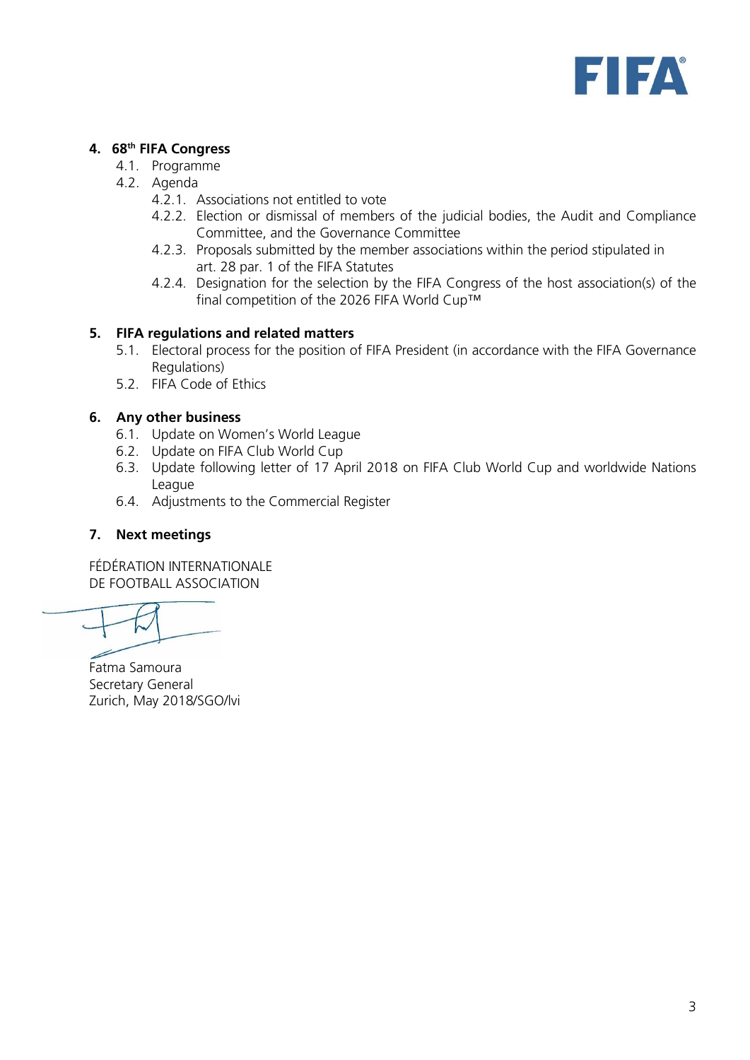4. **68th FIFA Congress**
    - 4.1. Programme
    - 4.2. Agenda
        - 4.2.1. Associations not entitled to vote
        - 4.2.2. Election or dismissal of members of the judicial bodies, the Audit and Compliance Committee, and the Governance Committee
        - 4.2.3. Proposals submitted by the member associations within the period stipulated in art. 28 par. 1 of the FIFA Statutes
        - 4.2.4. Designation for the selection by the FIFA Congress of the host association(s) of the final competition of the 2026 FIFA World Cup™

5. **FIFA regulations and related matters**
    - 5.1. Electoral process for the position of FIFA President (in accordance with the FIFA Governance Regulations)
    - 5.2. FIFA Code of Ethics

6. **Any other business**
    - 6.1. Update on Women's World League
    - 6.2. Update on FIFA Club World Cup
    - 6.3. Update following letter of 17 April 2018 on FIFA Club World Cup and worldwide Nations League
    - 6.4. Adjustments to the Commercial Register

7. **Next meetings**

FÉDÉRATION INTERNATIONALE
DE FOOTBALL ASSOCIATION

Fatma Samoura
Secretary General
Zurich, May 2018/SGO/lvi